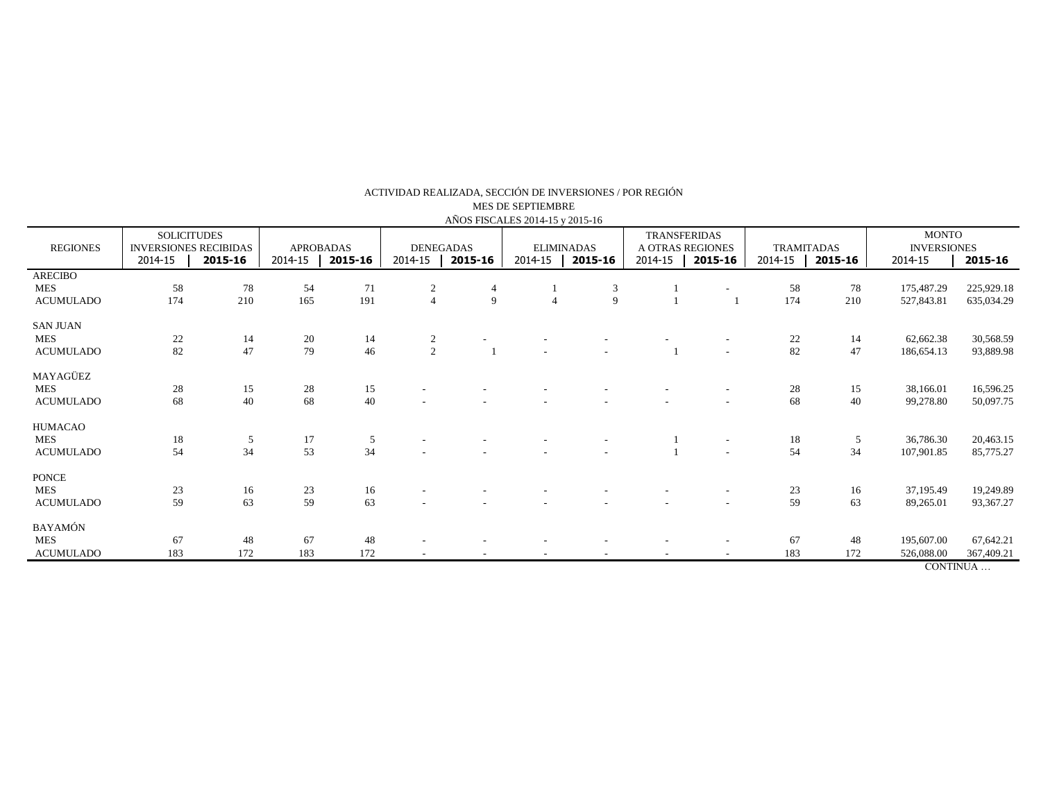ACTIVIDAD REALIZADA, SECCIÓN DE INVERSIONES / POR REGIÓN
MES DE SEPTIEMBRE
AÑOS FISCALES 2014-15 y 2015-16

| REGIONES | SOLICITUDES INVERSIONES RECIBIDAS | | APROBADAS | | DENEGADAS | | ELIMINADAS | | TRANSFERIDAS A OTRAS REGIONES | | TRAMITADAS | | MONTO INVERSIONES | |
|---|---|---|---|---|---|---|---|---|---|---|---|---|---|---|
| | 2014-15 | **2015-16** | 2014-15 | **2015-16** | 2014-15 | **2015-16** | 2014-15 | **2015-16** | 2014-15 | **2015-16** | 2014-15 | **2015-16** | 2014-15 | **2015-16** |
| ARECIBO | | | | | | | | | | | | | | |
| MES | 58 | 78 | 54 | 71 | 2 | 4 | 1 | 3 | 1 | - | 58 | 78 | 175,487.29 | 225,929.18 |
| ACUMULADO | 174 | 210 | 165 | 191 | 4 | 9 | 4 | 9 | 1 | 1 | 174 | 210 | 527,843.81 | 635,034.29 |
| SAN JUAN | | | | | | | | | | | | | | |
| MES | 22 | 14 | 20 | 14 | 2 | - | - | - | - | - | 22 | 14 | 62,662.38 | 30,568.59 |
| ACUMULADO | 82 | 47 | 79 | 46 | 2 | 1 | - | - | 1 | - | 82 | 47 | 186,654.13 | 93,889.98 |
| MAYAGÜEZ | | | | | | | | | | | | | | |
| MES | 28 | 15 | 28 | 15 | - | - | - | - | - | - | 28 | 15 | 38,166.01 | 16,596.25 |
| ACUMULADO | 68 | 40 | 68 | 40 | - | - | - | - | - | - | 68 | 40 | 99,278.80 | 50,097.75 |
| HUMACAO | | | | | | | | | | | | | | |
| MES | 18 | 5 | 17 | 5 | - | - | - | - | 1 | - | 18 | 5 | 36,786.30 | 20,463.15 |
| ACUMULADO | 54 | 34 | 53 | 34 | - | - | - | - | 1 | - | 54 | 34 | 107,901.85 | 85,775.27 |
| PONCE | | | | | | | | | | | | | | |
| MES | 23 | 16 | 23 | 16 | - | - | - | - | - | - | 23 | 16 | 37,195.49 | 19,249.89 |
| ACUMULADO | 59 | 63 | 59 | 63 | - | - | - | - | - | - | 59 | 63 | 89,265.01 | 93,367.27 |
| BAYAMÓN | | | | | | | | | | | | | | |
| MES | 67 | 48 | 67 | 48 | - | - | - | - | - | - | 67 | 48 | 195,607.00 | 67,642.21 |
| ACUMULADO | 183 | 172 | 183 | 172 | - | - | - | - | - | - | 183 | 172 | 526,088.00 | 367,409.21 |

CONTINUA …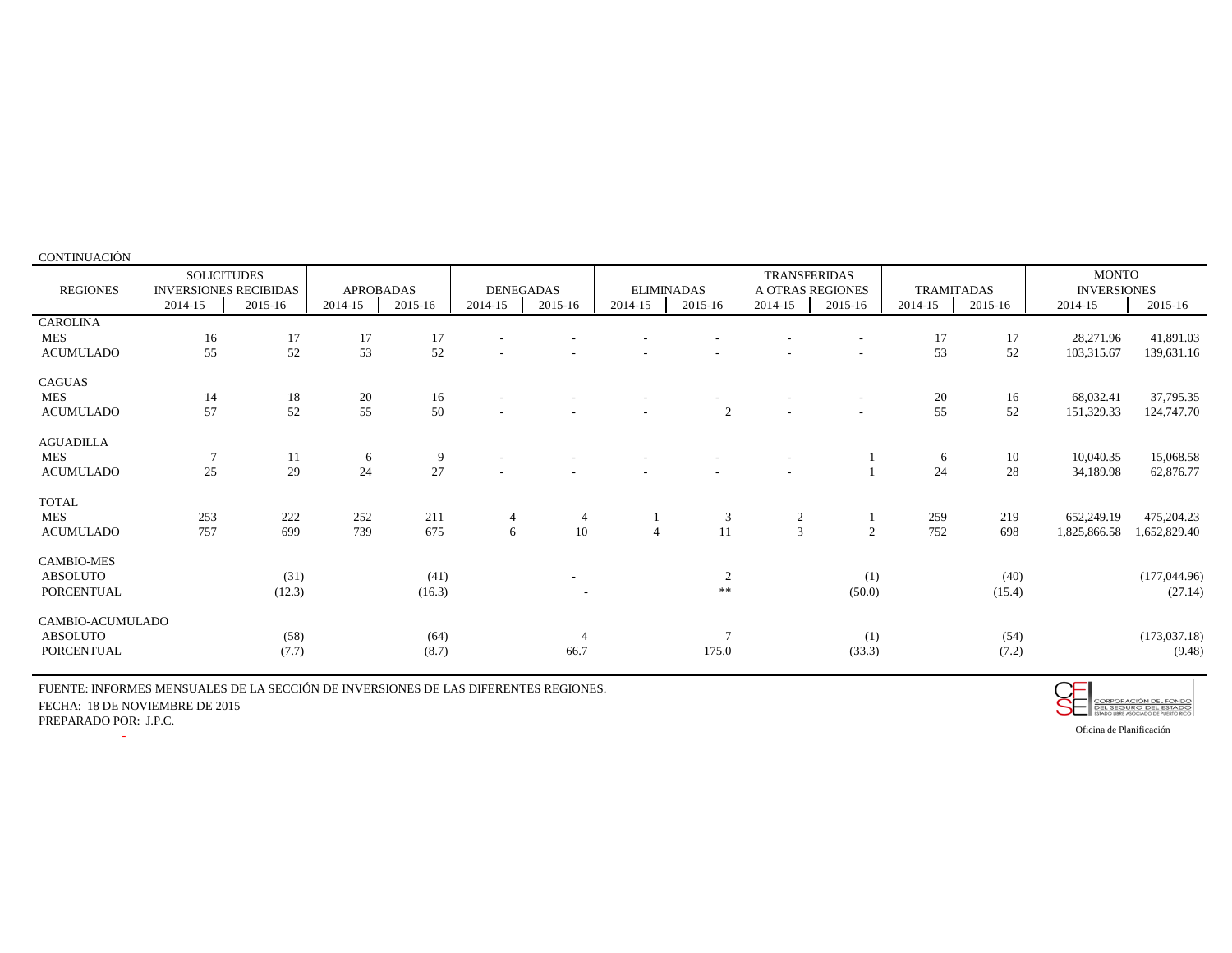CONTINUACIÓN

| REGIONES | SOLICITUDES INVERSIONES RECIBIDAS | | APROBADAS | | DENEGADAS | | ELIMINADAS | | TRANSFERIDAS A OTRAS REGIONES | | TRAMITADAS | | MONTO INVERSIONES | |
|---|---|---|---|---|---|---|---|---|---|---|---|---|---|---|
| | 2014-15 | 2015-16 | 2014-15 | 2015-16 | 2014-15 | 2015-16 | 2014-15 | 2015-16 | 2014-15 | 2015-16 | 2014-15 | 2015-16 | 2014-15 | 2015-16 |
| CAROLINA | | | | | | | | | | | | | | |
| MES | 16 | 17 | 17 | 17 | - | - | - | - | - | - | 17 | 17 | 28,271.96 | 41,891.03 |
| ACUMULADO | 55 | 52 | 53 | 52 | - | - | - | - | - | - | 53 | 52 | 103,315.67 | 139,631.16 |
| CAGUAS | | | | | | | | | | | | | | |
| MES | 14 | 18 | 20 | 16 | - | - | - | - | - | - | 20 | 16 | 68,032.41 | 37,795.35 |
| ACUMULADO | 57 | 52 | 55 | 50 | - | - | - | 2 | - | - | 55 | 52 | 151,329.33 | 124,747.70 |
| AGUADILLA | | | | | | | | | | | | | | |
| MES | 7 | 11 | 6 | 9 | - | - | - | - | - | 1 | 6 | 10 | 10,040.35 | 15,068.58 |
| ACUMULADO | 25 | 29 | 24 | 27 | - | - | - | - | - | 1 | 24 | 28 | 34,189.98 | 62,876.77 |
| TOTAL | | | | | | | | | | | | | | |
| MES | 253 | 222 | 252 | 211 | 4 | 4 | 1 | 3 | 2 | 1 | 259 | 219 | 652,249.19 | 475,204.23 |
| ACUMULADO | 757 | 699 | 739 | 675 | 6 | 10 | 4 | 11 | 3 | 2 | 752 | 698 | 1,825,866.58 | 1,652,829.40 |
| CAMBIO-MES | | | | | | | | | | | | | | |
| ABSOLUTO | | (31) | | (41) | | - | | 2 | | (1) | | (40) | | (177,044.96) |
| PORCENTUAL | | (12.3) | | (16.3) | | - | | ** | | (50.0) | | (15.4) | | (27.14) |
| CAMBIO-ACUMULADO | | | | | | | | | | | | | | |
| ABSOLUTO | | (58) | | (64) | | 4 | | 7 | | (1) | | (54) | | (173,037.18) |
| PORCENTUAL | | (7.7) | | (8.7) | | 66.7 | | 175.0 | | (33.3) | | (7.2) | | (9.48) |

FUENTE: INFORMES MENSUALES DE LA SECCIÓN DE INVERSIONES DE LAS DIFERENTES REGIONES.

FECHA: 18 DE NOVIEMBRE DE 2015

PREPARADO POR: J.P.C.

CORPORACIÓN DEL FONDO DEL SEGURO DEL ESTADO
ESTADO LIBRE ASOCIADO DE PUERTO RICO

Oficina de Planificación